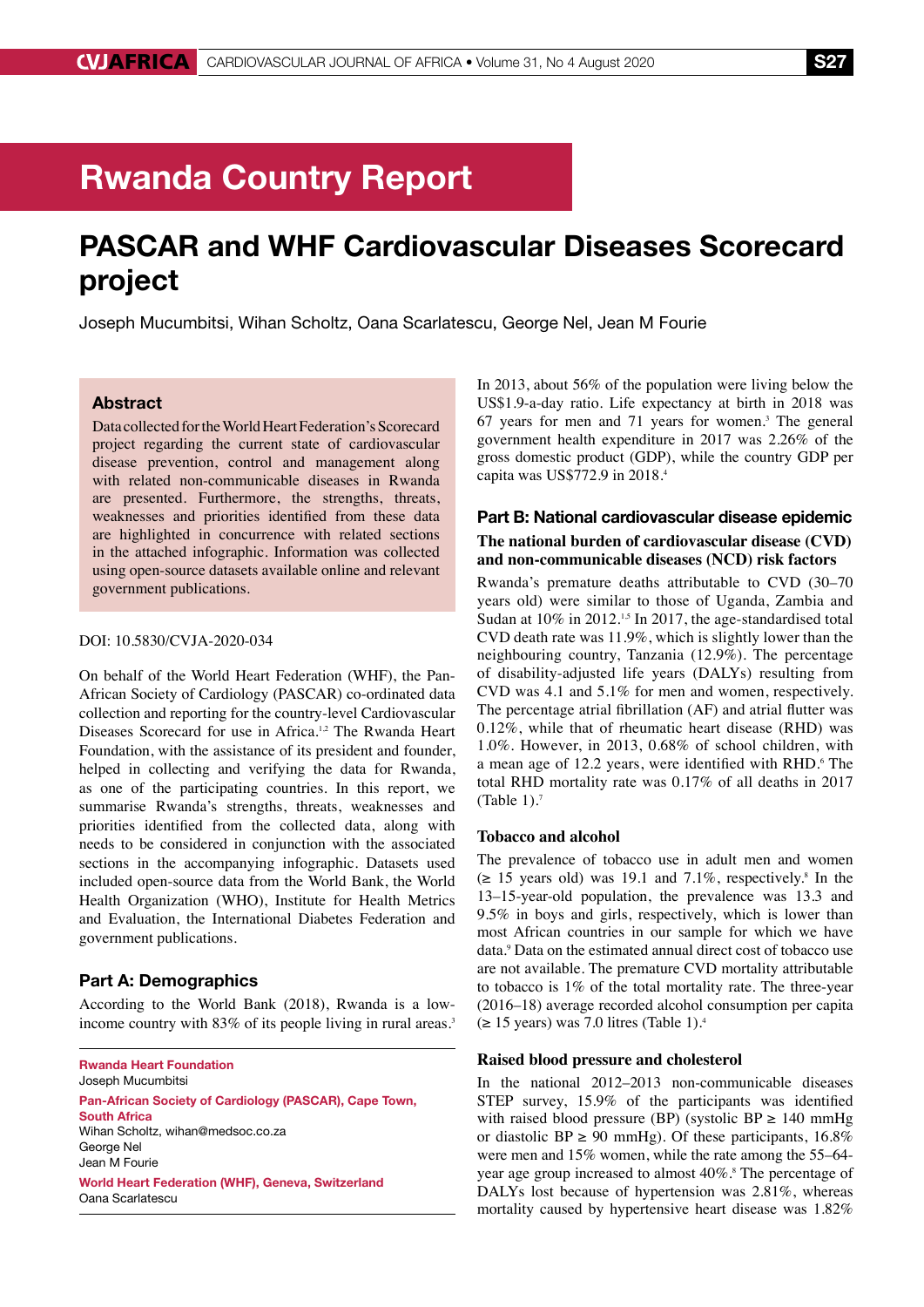# Rwanda Country Report

## PASCAR and WHF Cardiovascular Diseases Scorecard project

Joseph Mucumbitsi, Wihan Scholtz, Oana Scarlatescu, George Nel, Jean M Fourie

### Abstract

Data collected for the World Heart Federation's Scorecard project regarding the current state of cardiovascular disease prevention, control and management along with related non-communicable diseases in Rwanda are presented. Furthermore, the strengths, threats, weaknesses and priorities identified from these data are highlighted in concurrence with related sections in the attached infographic. Information was collected using open-source datasets available online and relevant government publications.

DOI: 10.5830/CVJA-2020-034

On behalf of the World Heart Federation (WHF), the Pan-African Society of Cardiology (PASCAR) co-ordinated data collection and reporting for the country-level Cardiovascular Diseases Scorecard for use in Africa.[1,2] The Rwanda Heart Foundation, with the assistance of its president and founder, helped in collecting and verifying the data for Rwanda, as one of the participating countries. In this report, we summarise Rwanda's strengths, threats, weaknesses and priorities identified from the collected data, along with needs to be considered in conjunction with the associated sections in the accompanying infographic. Datasets used included open-source data from the World Bank, the World Health Organization (WHO), Institute for Health Metrics and Evaluation, the International Diabetes Federation and government publications.

### Part A: Demographics

According to the World Bank (2018), Rwanda is a low-income country with 83% of its people living in rural areas.[3] In 2013, about 56% of the population were living below the US$1.9-a-day ratio. Life expectancy at birth in 2018 was 67 years for men and 71 years for women.[3] The general government health expenditure in 2017 was 2.26% of the gross domestic product (GDP), while the country GDP per capita was US$772.9 in 2018.[4]

### Part B: National cardiovascular disease epidemic

#### The national burden of cardiovascular disease (CVD) and non-communicable diseases (NCD) risk factors

Rwanda's premature deaths attributable to CVD (30–70 years old) were similar to those of Uganda, Zambia and Sudan at 10% in 2012.[1,5] In 2017, the age-standardised total CVD death rate was 11.9%, which is slightly lower than the neighbouring country, Tanzania (12.9%). The percentage of disability-adjusted life years (DALYs) resulting from CVD was 4.1 and 5.1% for men and women, respectively. The percentage atrial fibrillation (AF) and atrial flutter was 0.12%, while that of rheumatic heart disease (RHD) was 1.0%. However, in 2013, 0.68% of school children, with a mean age of 12.2 years, were identified with RHD.[6] The total RHD mortality rate was 0.17% of all deaths in 2017 (Table 1).[7]

#### Tobacco and alcohol

The prevalence of tobacco use in adult men and women (≥ 15 years old) was 19.1 and 7.1%, respectively.[8] In the 13–15-year-old population, the prevalence was 13.3 and 9.5% in boys and girls, respectively, which is lower than most African countries in our sample for which we have data.[9] Data on the estimated annual direct cost of tobacco use are not available. The premature CVD mortality attributable to tobacco is 1% of the total mortality rate. The three-year (2016–18) average recorded alcohol consumption per capita (≥ 15 years) was 7.0 litres (Table 1).[4]

#### Raised blood pressure and cholesterol

In the national 2012–2013 non-communicable diseases STEP survey, 15.9% of the participants was identified with raised blood pressure (BP) (systolic BP ≥ 140 mmHg or diastolic BP ≥ 90 mmHg). Of these participants, 16.8% were men and 15% women, while the rate among the 55–64-year age group increased to almost 40%.[8] The percentage of DALYs lost because of hypertension was 2.81%, whereas mortality caused by hypertensive heart disease was 1.82%

**Rwanda Heart Foundation**
Joseph Mucumbitsi

**Pan-African Society of Cardiology (PASCAR), Cape Town, South Africa**
Wihan Scholtz, wihan@medsoc.co.za
George Nel
Jean M Fourie

**World Heart Federation (WHF), Geneva, Switzerland**
Oana Scarlatescu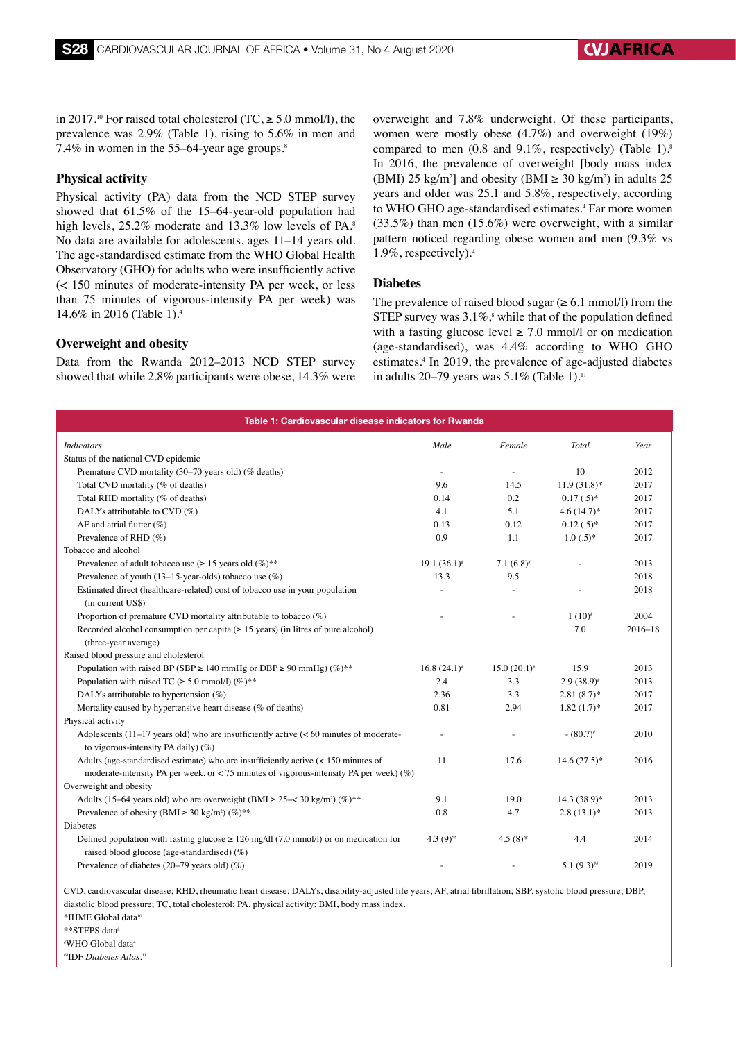in 2017.[10] For raised total cholesterol (TC, ≥ 5.0 mmol/l), the prevalence was 2.9% (Table 1), rising to 5.6% in men and 7.4% in women in the 55–64-year age groups.[8]

### Physical activity

Physical activity (PA) data from the NCD STEP survey showed that 61.5% of the 15–64-year-old population had high levels, 25.2% moderate and 13.3% low levels of PA.[8] No data are available for adolescents, ages 11–14 years old. The age-standardised estimate from the WHO Global Health Observatory (GHO) for adults who were insufficiently active (< 150 minutes of moderate-intensity PA per week, or less than 75 minutes of vigorous-intensity PA per week) was 14.6% in 2016 (Table 1).[4]

### Overweight and obesity

Data from the Rwanda 2012–2013 NCD STEP survey showed that while 2.8% participants were obese, 14.3% were overweight and 7.8% underweight. Of these participants, women were mostly obese (4.7%) and overweight (19%) compared to men (0.8 and 9.1%, respectively) (Table 1).[8] In 2016, the prevalence of overweight [body mass index (BMI) 25 kg/m²] and obesity (BMI ≥ 30 kg/m²) in adults 25 years and older was 25.1 and 5.8%, respectively, according to WHO GHO age-standardised estimates.[4] Far more women (33.5%) than men (15.6%) were overweight, with a similar pattern noticed regarding obese women and men (9.3% vs 1.9%, respectively).[4]

### Diabetes

The prevalence of raised blood sugar (≥ 6.1 mmol/l) from the STEP survey was 3.1%,[8] while that of the population defined with a fasting glucose level ≥ 7.0 mmol/l or on medication (age-standardised), was 4.4% according to WHO GHO estimates.[4] In 2019, the prevalence of age-adjusted diabetes in adults 20–79 years was 5.1% (Table 1).[11]

**Table 1: Cardiovascular disease indicators for Rwanda**

| *Indicators* | *Male* | *Female* | *Total* | *Year* |
|---|---|---|---|---|
| Status of the national CVD epidemic | | | | |
| Premature CVD mortality (30–70 years old) (% deaths) | - | - | 10 | 2012 |
| Total CVD mortality (% of deaths) | 9.6 | 14.5 | 11.9 (31.8)* | 2017 |
| Total RHD mortality (% of deaths) | 0.14 | 0.2 | 0.17 (.5)* | 2017 |
| DALYs attributable to CVD (%) | 4.1 | 5.1 | 4.6 (14.7)* | 2017 |
| AF and atrial flutter (%) | 0.13 | 0.12 | 0.12 (.5)* | 2017 |
| Prevalence of RHD (%) | 0.9 | 1.1 | 1.0 (.5)* | 2017 |
| Tobacco and alcohol | | | | |
| Prevalence of adult tobacco use (≥ 15 years old (%)** | 19.1 (36.1)[#] | 7.1 (6.8)[#] | - | 2013 |
| Prevalence of youth (13–15-year-olds) tobacco use (%) | 13.3 | 9.5 | | 2018 |
| Estimated direct (healthcare-related) cost of tobacco use in your population (in current US$) | - | - | - | 2018 |
| Proportion of premature CVD mortality attributable to tobacco (%) | - | - | 1 (10)[#] | 2004 |
| Recorded alcohol consumption per capita (≥ 15 years) (in litres of pure alcohol) (three-year average) | | | 7.0 | 2016–18 |
| Raised blood pressure and cholesterol | | | | |
| Population with raised BP (SBP ≥ 140 mmHg or DBP ≥ 90 mmHg) (%)** | 16.8 (24.1)[#] | 15.0 (20.1)[#] | 15.9 | 2013 |
| Population with raised TC (≥ 5.0 mmol/l) (%)** | 2.4 | 3.3 | 2.9 (38.9)[#] | 2013 |
| DALYs attributable to hypertension (%) | 2.36 | 3.3 | 2.81 (8.7)* | 2017 |
| Mortality caused by hypertensive heart disease (% of deaths) | 0.81 | 2.94 | 1.82 (1.7)* | 2017 |
| Physical activity | | | | |
| Adolescents (11–17 years old) who are insufficiently active (< 60 minutes of moderate- to vigorous-intensity PA daily) (%) | - | - | - (80.7)[#] | 2010 |
| Adults (age-standardised estimate) who are insufficiently active (< 150 minutes of moderate-intensity PA per week, or < 75 minutes of vigorous-intensity PA per week) (%) | 11 | 17.6 | 14.6 (27.5)* | 2016 |
| Overweight and obesity | | | | |
| Adults (15–64 years old) who are overweight (BMI ≥ 25–< 30 kg/m²) (%)** | 9.1 | 19.0 | 14.3 (38.9)* | 2013 |
| Prevalence of obesity (BMI ≥ 30 kg/m²) (%)** | 0.8 | 4.7 | 2.8 (13.1)* | 2013 |
| Diabetes | | | | |
| Defined population with fasting glucose ≥ 126 mg/dl (7.0 mmol/l) or on medication for raised blood glucose (age-standardised) (%) | 4.3 (9)* | 4.5 (8)* | 4.4 | 2014 |
| Prevalence of diabetes (20–79 years old) (%) | - | - | 5.1 (9.3)[##] | 2019 |

CVD, cardiovascular disease; RHD, rheumatic heart disease; DALYs, disability-adjusted life years; AF, atrial fibrillation; SBP, systolic blood pressure; DBP, diastolic blood pressure; TC, total cholesterol; PA, physical activity; BMI, body mass index.
*IHME Global data[10]
**STEPS data[8]
[#]WHO Global data[4]
[##]IDF *Diabetes Atlas*.[11]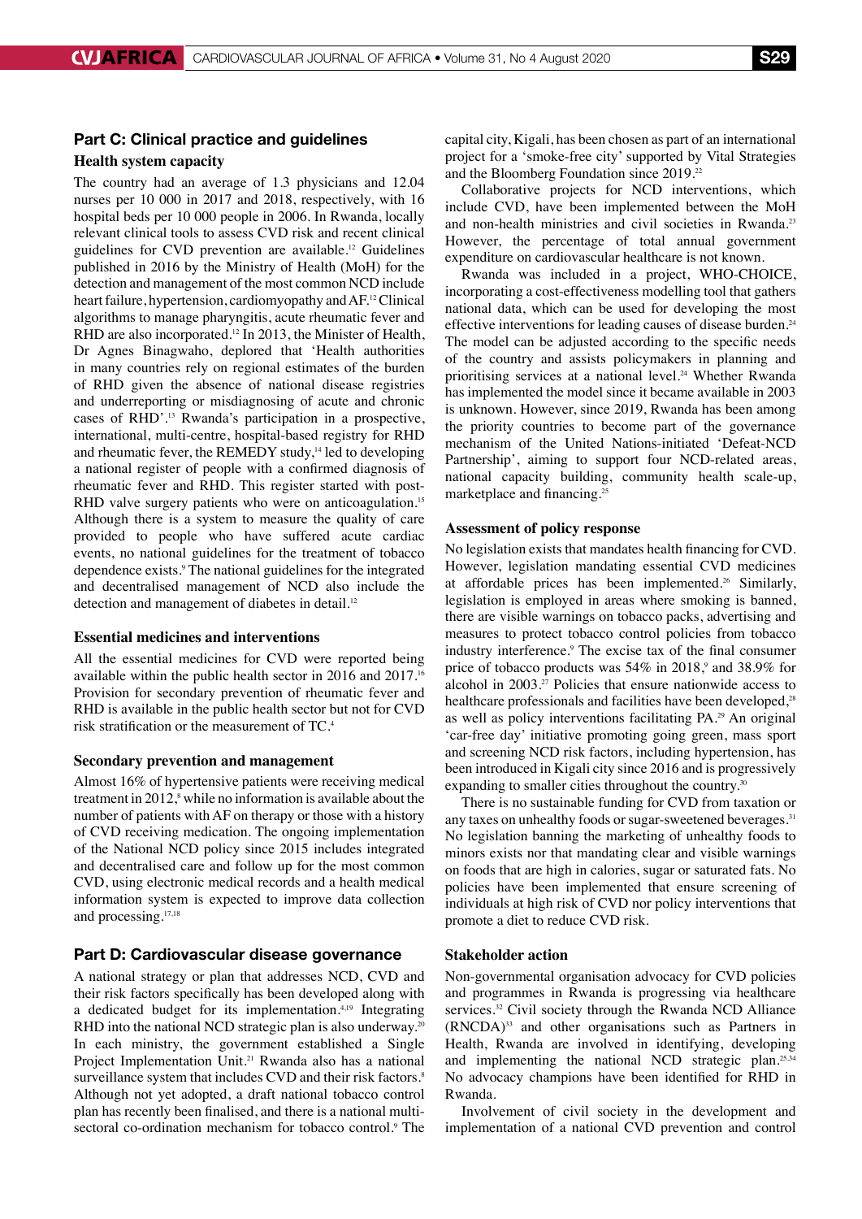## Part C: Clinical practice and guidelines

### Health system capacity

The country had an average of 1.3 physicians and 12.04 nurses per 10 000 in 2017 and 2018, respectively, with 16 hospital beds per 10 000 people in 2006. In Rwanda, locally relevant clinical tools to assess CVD risk and recent clinical guidelines for CVD prevention are available.[12] Guidelines published in 2016 by the Ministry of Health (MoH) for the detection and management of the most common NCD include heart failure, hypertension, cardiomyopathy and AF.[12] Clinical algorithms to manage pharyngitis, acute rheumatic fever and RHD are also incorporated.[12] In 2013, the Minister of Health, Dr Agnes Binagwaho, deplored that 'Health authorities in many countries rely on regional estimates of the burden of RHD given the absence of national disease registries and underreporting or misdiagnosing of acute and chronic cases of RHD'.[13] Rwanda's participation in a prospective, international, multi-centre, hospital-based registry for RHD and rheumatic fever, the REMEDY study,[14] led to developing a national register of people with a confirmed diagnosis of rheumatic fever and RHD. This register started with post-RHD valve surgery patients who were on anticoagulation.[15] Although there is a system to measure the quality of care provided to people who have suffered acute cardiac events, no national guidelines for the treatment of tobacco dependence exists.[9] The national guidelines for the integrated and decentralised management of NCD also include the detection and management of diabetes in detail.[12]

### Essential medicines and interventions

All the essential medicines for CVD were reported being available within the public health sector in 2016 and 2017.[16] Provision for secondary prevention of rheumatic fever and RHD is available in the public health sector but not for CVD risk stratification or the measurement of TC.[4]

### Secondary prevention and management

Almost 16% of hypertensive patients were receiving medical treatment in 2012,[8] while no information is available about the number of patients with AF on therapy or those with a history of CVD receiving medication. The ongoing implementation of the National NCD policy since 2015 includes integrated and decentralised care and follow up for the most common CVD, using electronic medical records and a health medical information system is expected to improve data collection and processing.[17,18]

## Part D: Cardiovascular disease governance

A national strategy or plan that addresses NCD, CVD and their risk factors specifically has been developed along with a dedicated budget for its implementation.[4,19] Integrating RHD into the national NCD strategic plan is also underway.[20] In each ministry, the government established a Single Project Implementation Unit.[21] Rwanda also has a national surveillance system that includes CVD and their risk factors.[8] Although not yet adopted, a draft national tobacco control plan has recently been finalised, and there is a national multi-sectoral co-ordination mechanism for tobacco control.[9] The capital city, Kigali, has been chosen as part of an international project for a 'smoke-free city' supported by Vital Strategies and the Bloomberg Foundation since 2019.[22]

Collaborative projects for NCD interventions, which include CVD, have been implemented between the MoH and non-health ministries and civil societies in Rwanda.[23] However, the percentage of total annual government expenditure on cardiovascular healthcare is not known.

Rwanda was included in a project, WHO-CHOICE, incorporating a cost-effectiveness modelling tool that gathers national data, which can be used for developing the most effective interventions for leading causes of disease burden.[24] The model can be adjusted according to the specific needs of the country and assists policymakers in planning and prioritising services at a national level.[24] Whether Rwanda has implemented the model since it became available in 2003 is unknown. However, since 2019, Rwanda has been among the priority countries to become part of the governance mechanism of the United Nations-initiated 'Defeat-NCD Partnership', aiming to support four NCD-related areas, national capacity building, community health scale-up, marketplace and financing.[25]

### Assessment of policy response

No legislation exists that mandates health financing for CVD. However, legislation mandating essential CVD medicines at affordable prices has been implemented.[26] Similarly, legislation is employed in areas where smoking is banned, there are visible warnings on tobacco packs, advertising and measures to protect tobacco control policies from tobacco industry interference.[9] The excise tax of the final consumer price of tobacco products was 54% in 2018,[9] and 38.9% for alcohol in 2003.[27] Policies that ensure nationwide access to healthcare professionals and facilities have been developed,[28] as well as policy interventions facilitating PA.[29] An original 'car-free day' initiative promoting going green, mass sport and screening NCD risk factors, including hypertension, has been introduced in Kigali city since 2016 and is progressively expanding to smaller cities throughout the country.[30]

There is no sustainable funding for CVD from taxation or any taxes on unhealthy foods or sugar-sweetened beverages.[31] No legislation banning the marketing of unhealthy foods to minors exists nor that mandating clear and visible warnings on foods that are high in calories, sugar or saturated fats. No policies have been implemented that ensure screening of individuals at high risk of CVD nor policy interventions that promote a diet to reduce CVD risk.

### Stakeholder action

Non-governmental organisation advocacy for CVD policies and programmes in Rwanda is progressing via healthcare services.[32] Civil society through the Rwanda NCD Alliance (RNCDA)[33] and other organisations such as Partners in Health, Rwanda are involved in identifying, developing and implementing the national NCD strategic plan.[25,34] No advocacy champions have been identified for RHD in Rwanda.

Involvement of civil society in the development and implementation of a national CVD prevention and control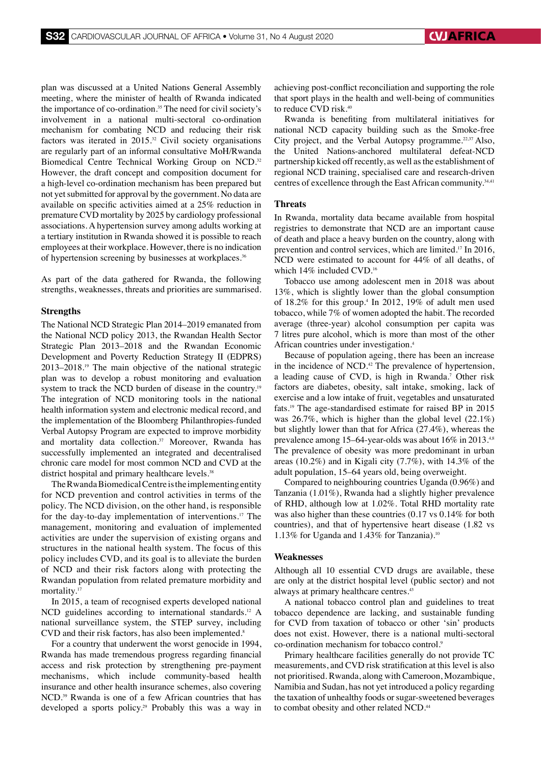plan was discussed at a United Nations General Assembly meeting, where the minister of health of Rwanda indicated the importance of co-ordination.[35] The need for civil society's involvement in a national multi-sectoral co-ordination mechanism for combating NCD and reducing their risk factors was iterated in 2015.[32] Civil society organisations are regularly part of an informal consultative MoH/Rwanda Biomedical Centre Technical Working Group on NCD.[32] However, the draft concept and composition document for a high-level co-ordination mechanism has been prepared but not yet submitted for approval by the government. No data are available on specific activities aimed at a 25% reduction in premature CVD mortality by 2025 by cardiology professional associations. A hypertension survey among adults working at a tertiary institution in Rwanda showed it is possible to reach employees at their workplace. However, there is no indication of hypertension screening by businesses at workplaces.[36]

As part of the data gathered for Rwanda, the following strengths, weaknesses, threats and priorities are summarised.

### Strengths

The National NCD Strategic Plan 2014–2019 emanated from the National NCD policy 2013, the Rwandan Health Sector Strategic Plan 2013–2018 and the Rwandan Economic Development and Poverty Reduction Strategy II (EDPRS) 2013–2018.[19] The main objective of the national strategic plan was to develop a robust monitoring and evaluation system to track the NCD burden of disease in the country.[19] The integration of NCD monitoring tools in the national health information system and electronic medical record, and the implementation of the Bloomberg Philanthropies-funded Verbal Autopsy Program are expected to improve morbidity and mortality data collection.[37] Moreover, Rwanda has successfully implemented an integrated and decentralised chronic care model for most common NCD and CVD at the district hospital and primary healthcare levels.[38]

The Rwanda Biomedical Centre is the implementing entity for NCD prevention and control activities in terms of the policy. The NCD division, on the other hand, is responsible for the day-to-day implementation of interventions.[17] The management, monitoring and evaluation of implemented activities are under the supervision of existing organs and structures in the national health system. The focus of this policy includes CVD, and its goal is to alleviate the burden of NCD and their risk factors along with protecting the Rwandan population from related premature morbidity and mortality.[17]

In 2015, a team of recognised experts developed national NCD guidelines according to international standards.[12] A national surveillance system, the STEP survey, including CVD and their risk factors, has also been implemented.[8]

For a country that underwent the worst genocide in 1994, Rwanda has made tremendous progress regarding financial access and risk protection by strengthening pre-payment mechanisms, which include community-based health insurance and other health insurance schemes, also covering NCD.[39] Rwanda is one of a few African countries that has developed a sports policy.[29] Probably this was a way in achieving post-conflict reconciliation and supporting the role that sport plays in the health and well-being of communities to reduce CVD risk.[40]

Rwanda is benefiting from multilateral initiatives for national NCD capacity building such as the Smoke-free City project, and the Verbal Autopsy programme.[22,37] Also, the United Nations-anchored multilateral defeat-NCD partnership kicked off recently, as well as the establishment of regional NCD training, specialised care and research-driven centres of excellence through the East African community.[34,41]

### Threats

In Rwanda, mortality data became available from hospital registries to demonstrate that NCD are an important cause of death and place a heavy burden on the country, along with prevention and control services, which are limited.[17] In 2016, NCD were estimated to account for 44% of all deaths, of which 14% included CVD.[16]

Tobacco use among adolescent men in 2018 was about 13%, which is slightly lower than the global consumption of 18.2% for this group.[4] In 2012, 19% of adult men used tobacco, while 7% of women adopted the habit. The recorded average (three-year) alcohol consumption per capita was 7 litres pure alcohol, which is more than most of the other African countries under investigation.[4]

Because of population ageing, there has been an increase in the incidence of NCD.[42] The prevalence of hypertension, a leading cause of CVD, is high in Rwanda.[7] Other risk factors are diabetes, obesity, salt intake, smoking, lack of exercise and a low intake of fruit, vegetables and unsaturated fats.[19] The age-standardised estimate for raised BP in 2015 was 26.7%, which is higher than the global level (22.1%) but slightly lower than that for Africa (27.4%), whereas the prevalence among 15–64-year-olds was about 16% in 2013.[4,8] The prevalence of obesity was more predominant in urban areas (10.2%) and in Kigali city (7.7%), with 14.3% of the adult population, 15–64 years old, being overweight.

Compared to neighbouring countries Uganda (0.96%) and Tanzania (1.01%), Rwanda had a slightly higher prevalence of RHD, although low at 1.02%. Total RHD mortality rate was also higher than these countries (0.17 vs 0.14% for both countries), and that of hypertensive heart disease (1.82 vs 1.13% for Uganda and 1.43% for Tanzania).[10]

### Weaknesses

Although all 10 essential CVD drugs are available, these are only at the district hospital level (public sector) and not always at primary healthcare centres.[43]

A national tobacco control plan and guidelines to treat tobacco dependence are lacking, and sustainable funding for CVD from taxation of tobacco or other 'sin' products does not exist. However, there is a national multi-sectoral co-ordination mechanism for tobacco control.[9]

Primary healthcare facilities generally do not provide TC measurements, and CVD risk stratification at this level is also not prioritised. Rwanda, along with Cameroon, Mozambique, Namibia and Sudan, has not yet introduced a policy regarding the taxation of unhealthy foods or sugar-sweetened beverages to combat obesity and other related NCD.[44]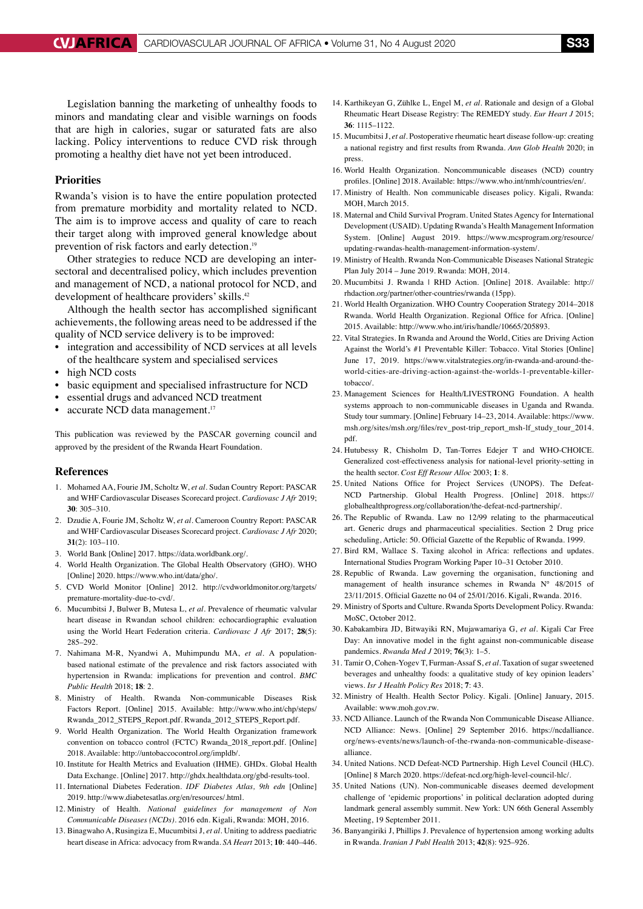Legislation banning the marketing of unhealthy foods to minors and mandating clear and visible warnings on foods that are high in calories, sugar or saturated fats are also lacking. Policy interventions to reduce CVD risk through promoting a healthy diet have not yet been introduced.

### Priorities

Rwanda's vision is to have the entire population protected from premature morbidity and mortality related to NCD. The aim is to improve access and quality of care to reach their target along with improved general knowledge about prevention of risk factors and early detection.[19]

Other strategies to reduce NCD are developing an intersectoral and decentralised policy, which includes prevention and management of NCD, a national protocol for NCD, and development of healthcare providers' skills.[42]

Although the health sector has accomplished significant achievements, the following areas need to be addressed if the quality of NCD service delivery is to be improved:

- integration and accessibility of NCD services at all levels of the healthcare system and specialised services
- high NCD costs
- basic equipment and specialised infrastructure for NCD
- essential drugs and advanced NCD treatment
- accurate NCD data management.[17]

This publication was reviewed by the PASCAR governing council and approved by the president of the Rwanda Heart Foundation.

### References

1. Mohamed AA, Fourie JM, Scholtz W, *et al*. Sudan Country Report: PASCAR and WHF Cardiovascular Diseases Scorecard project. *Cardiovasc J Afr* 2019; **30**: 305–310.
2. Dzudie A, Fourie JM, Scholtz W, *et al*. Cameroon Country Report: PASCAR and WHF Cardiovascular Diseases Scorecard project. *Cardiovasc J Afr* 2020; **31**(2): 103–110.
3. World Bank [Online] 2017. https://data.worldbank.org/.
4. World Health Organization. The Global Health Observatory (GHO). WHO [Online] 2020. https://www.who.int/data/gho/.
5. CVD World Monitor [Online] 2012. http://cvdworldmonitor.org/targets/premature-mortality-due-to-cvd/.
6. Mucumbitsi J, Bulwer B, Mutesa L, *et al*. Prevalence of rheumatic valvular heart disease in Rwandan school children: echocardiographic evaluation using the World Heart Federation criteria. *Cardiovasc J Afr* 2017; **28**(5): 285–292.
7. Nahimana M-R, Nyandwi A, Muhimpundu MA, *et al*. A population-based national estimate of the prevalence and risk factors associated with hypertension in Rwanda: implications for prevention and control. *BMC Public Health* 2018; **18**: 2.
8. Ministry of Health. Rwanda Non-communicable Diseases Risk Factors Report. [Online] 2015. Available: http://www.who.int/chp/steps/Rwanda_2012_STEPS_Report.pdf. Rwanda_2012_STEPS_Report.pdf.
9. World Health Organization. The World Health Organization framework convention on tobacco control (FCTC) Rwanda_2018_report.pdf. [Online] 2018. Available: http://untobaccocontrol.org/impldb/.
10. Institute for Health Metrics and Evaluation (IHME). GHDx. Global Health Data Exchange. [Online] 2017. http://ghdx.healthdata.org/gbd-results-tool.
11. International Diabetes Federation. *IDF Diabetes Atlas, 9th edn* [Online] 2019. http://www.diabetesatlas.org/en/resources/.html.
12. Ministry of Health. *National guidelines for management of Non Communicable Diseases (NCDs)*. 2016 edn. Kigali, Rwanda: MOH, 2016.
13. Binagwaho A, Rusingiza E, Mucumbitsi J, *et al*. Uniting to address paediatric heart disease in Africa: advocacy from Rwanda. *SA Heart* 2013; **10**: 440–446.
14. Karthikeyan G, Zühlke L, Engel M, *et al*. Rationale and design of a Global Rheumatic Heart Disease Registry: The REMEDY study. *Eur Heart J* 2015; **36**: 1115–1122.
15. Mucumbitsi J, *et al*. Postoperative rheumatic heart disease follow-up: creating a national registry and first results from Rwanda. *Ann Glob Health* 2020; in press.
16. World Health Organization. Noncommunicable diseases (NCD) country profiles. [Online] 2018. Available: https://www.who.int/nmh/countries/en/.
17. Ministry of Health. Non communicable diseases policy. Kigali, Rwanda: MOH, March 2015.
18. Maternal and Child Survival Program. United States Agency for International Development (USAID). Updating Rwanda's Health Management Information System. [Online] August 2019. https://www.mcsprogram.org/resource/updating-rwandas-health-management-information-system/.
19. Ministry of Health. Rwanda Non-Communicable Diseases National Strategic Plan July 2014 – June 2019. Rwanda: MOH, 2014.
20. Mucumbitsi J. Rwanda | RHD Action. [Online] 2018. Available: http://rhdaction.org/partner/other-countries/rwanda (15pp).
21. World Health Organization. WHO Country Cooperation Strategy 2014–2018 Rwanda. World Health Organization. Regional Office for Africa. [Online] 2015. Available: http://www.who.int/iris/handle/10665/205893.
22. Vital Strategies. In Rwanda and Around the World, Cities are Driving Action Against the World's #1 Preventable Killer: Tobacco. Vital Stories [Online] June 17, 2019. https://www.vitalstrategies.org/in-rwanda-and-around-the-world-cities-are-driving-action-against-the-worlds-1-preventable-killer-tobacco/.
23. Management Sciences for Health/LIVESTRONG Foundation. A health systems approach to non-communicable diseases in Uganda and Rwanda. Study tour summary. [Online] February 14–23, 2014. Available: https://www.msh.org/sites/msh.org/files/rev_post-trip_report_msh-lf_study_tour_2014.pdf.
24. Hutubessy R, Chisholm D, Tan-Torres Edejer T and WHO-CHOICE. Generalized cost-effectiveness analysis for national-level priority-setting in the health sector. *Cost Eff Resour Alloc* 2003; **1**: 8.
25. United Nations Office for Project Services (UNOPS). The Defeat-NCD Partnership. Global Health Progress. [Online] 2018. https://globalhealthprogress.org/collaboration/the-defeat-ncd-partnership/.
26. The Republic of Rwanda. Law no 12/99 relating to the pharmaceutical art. Generic drugs and pharmaceutical specialities. Section 2 Drug price scheduling, Article: 50. Official Gazette of the Republic of Rwanda. 1999.
27. Bird RM, Wallace S. Taxing alcohol in Africa: reflections and updates. International Studies Program Working Paper 10–31 October 2010.
28. Republic of Rwanda. Law governing the organisation, functioning and management of health insurance schemes in Rwanda N° 48/2015 of 23/11/2015. Official Gazette no 04 of 25/01/2016. Kigali, Rwanda. 2016.
29. Ministry of Sports and Culture. Rwanda Sports Development Policy. Rwanda: MoSC, October 2012.
30. Kabakambira JD, Bitwayiki RN, Mujawamariya G, *et al*. Kigali Car Free Day: An innovative model in the fight against non-communicable disease pandemics. *Rwanda Med J* 2019; **76**(3): 1–5.
31. Tamir O, Cohen-Yogev T, Furman-Assaf S, *et al*. Taxation of sugar sweetened beverages and unhealthy foods: a qualitative study of key opinion leaders' views. *Isr J Health Policy Res* 2018; **7**: 43.
32. Ministry of Health. Health Sector Policy. Kigali. [Online] January, 2015. Available: www.moh.gov.rw.
33. NCD Alliance. Launch of the Rwanda Non Communicable Disease Alliance. NCD Alliance: News. [Online] 29 September 2016. https://ncdalliance.org/news-events/news/launch-of-the-rwanda-non-communicable-disease-alliance.
34. United Nations. NCD Defeat-NCD Partnership. High Level Council (HLC). [Online] 8 March 2020. https://defeat-ncd.org/high-level-council-hlc/.
35. United Nations (UN). Non-communicable diseases deemed development challenge of 'epidemic proportions' in political declaration adopted during landmark general assembly summit. New York: UN 66th General Assembly Meeting, 19 September 2011.
36. Banyangiriki J, Phillips J. Prevalence of hypertension among working adults in Rwanda. *Iranian J Publ Health* 2013; **42**(8): 925–926.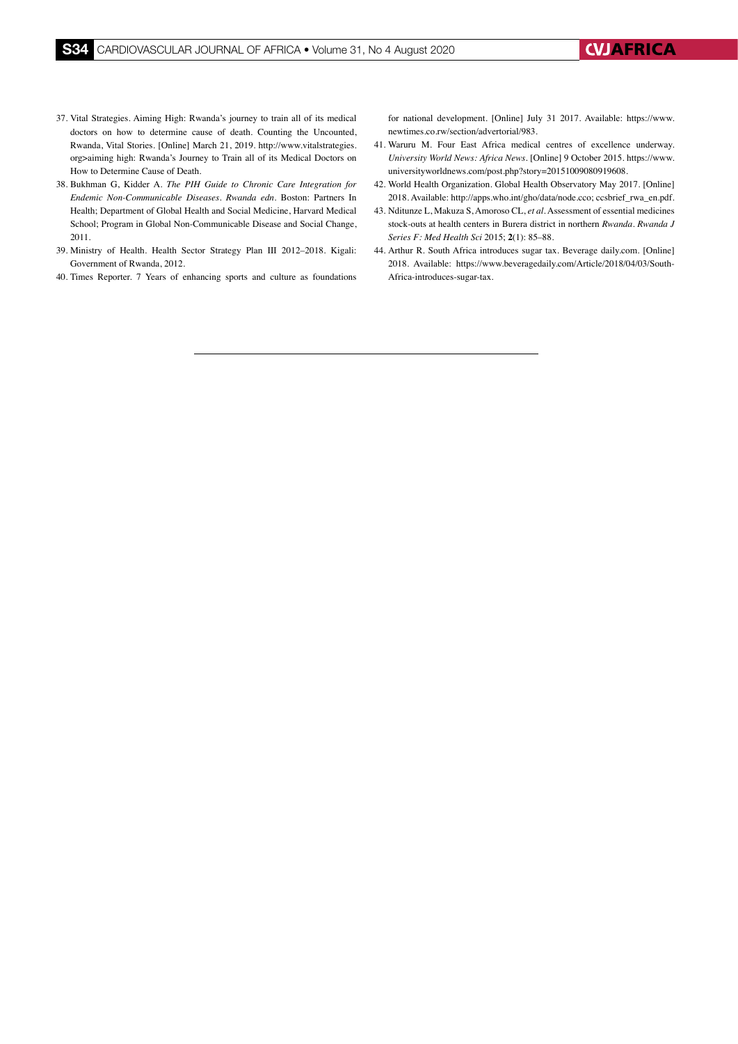37. Vital Strategies. Aiming High: Rwanda's journey to train all of its medical doctors on how to determine cause of death. Counting the Uncounted, Rwanda, Vital Stories. [Online] March 21, 2019. http://www.vitalstrategies.org>aiming high: Rwanda's Journey to Train all of its Medical Doctors on How to Determine Cause of Death.
38. Bukhman G, Kidder A. *The PIH Guide to Chronic Care Integration for Endemic Non-Communicable Diseases. Rwanda edn*. Boston: Partners In Health; Department of Global Health and Social Medicine, Harvard Medical School; Program in Global Non-Communicable Disease and Social Change, 2011.
39. Ministry of Health. Health Sector Strategy Plan III 2012–2018. Kigali: Government of Rwanda, 2012.
40. Times Reporter. 7 Years of enhancing sports and culture as foundations for national development. [Online] July 31 2017. Available: https://www.newtimes.co.rw/section/advertorial/983.
41. Waruru M. Four East Africa medical centres of excellence underway. *University World News: Africa News*. [Online] 9 October 2015. https://www.universityworldnews.com/post.php?story=20151009080919608.
42. World Health Organization. Global Health Observatory May 2017. [Online] 2018. Available: http://apps.who.int/gho/data/node.cco; ccsbrief_rwa_en.pdf.
43. Nditunze L, Makuza S, Amoroso CL, *et al*. Assessment of essential medicines stock-outs at health centers in Burera district in northern *Rwanda*. *Rwanda J Series F: Med Health Sci* 2015; **2**(1): 85–88.
44. Arthur R. South Africa introduces sugar tax. Beverage daily.com. [Online] 2018. Available: https://www.beveragedaily.com/Article/2018/04/03/South-Africa-introduces-sugar-tax.